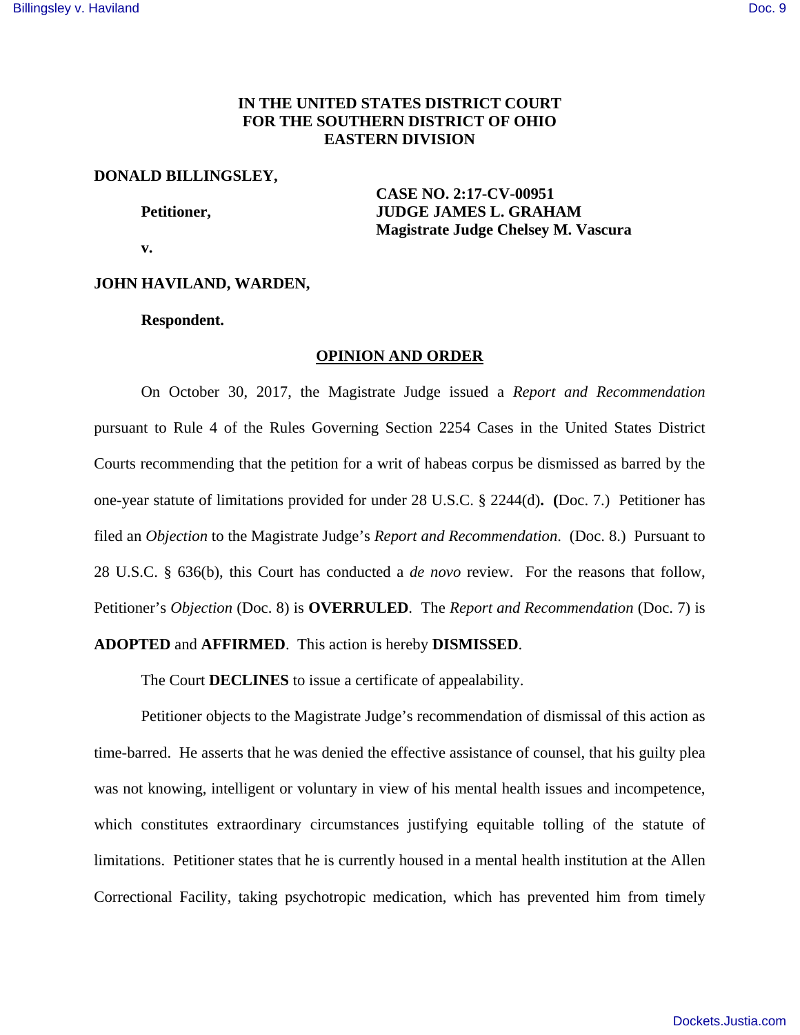**IN THE UNITED STATES DISTRICT COURT**
**FOR THE SOUTHERN DISTRICT OF OHIO**
**EASTERN DIVISION**

**DONALD BILLINGSLEY,**

**Petitioner,**

**v.**

**CASE NO. 2:17-CV-00951**
**JUDGE JAMES L. GRAHAM**
**Magistrate Judge Chelsey M. Vascura**

**JOHN HAVILAND, WARDEN,**

**Respondent.**

## OPINION AND ORDER

On October 30, 2017, the Magistrate Judge issued a *Report and Recommendation* pursuant to Rule 4 of the Rules Governing Section 2254 Cases in the United States District Courts recommending that the petition for a writ of habeas corpus be dismissed as barred by the one-year statute of limitations provided for under 28 U.S.C. § 2244(d). (Doc. 7.) Petitioner has filed an *Objection* to the Magistrate Judge's *Report and Recommendation*. (Doc. 8.) Pursuant to 28 U.S.C. § 636(b), this Court has conducted a *de novo* review. For the reasons that follow, Petitioner's *Objection* (Doc. 8) is **OVERRULED**. The *Report and Recommendation* (Doc. 7) is **ADOPTED** and **AFFIRMED**. This action is hereby **DISMISSED**.

The Court **DECLINES** to issue a certificate of appealability.

Petitioner objects to the Magistrate Judge's recommendation of dismissal of this action as time-barred. He asserts that he was denied the effective assistance of counsel, that his guilty plea was not knowing, intelligent or voluntary in view of his mental health issues and incompetence, which constitutes extraordinary circumstances justifying equitable tolling of the statute of limitations. Petitioner states that he is currently housed in a mental health institution at the Allen Correctional Facility, taking psychotropic medication, which has prevented him from timely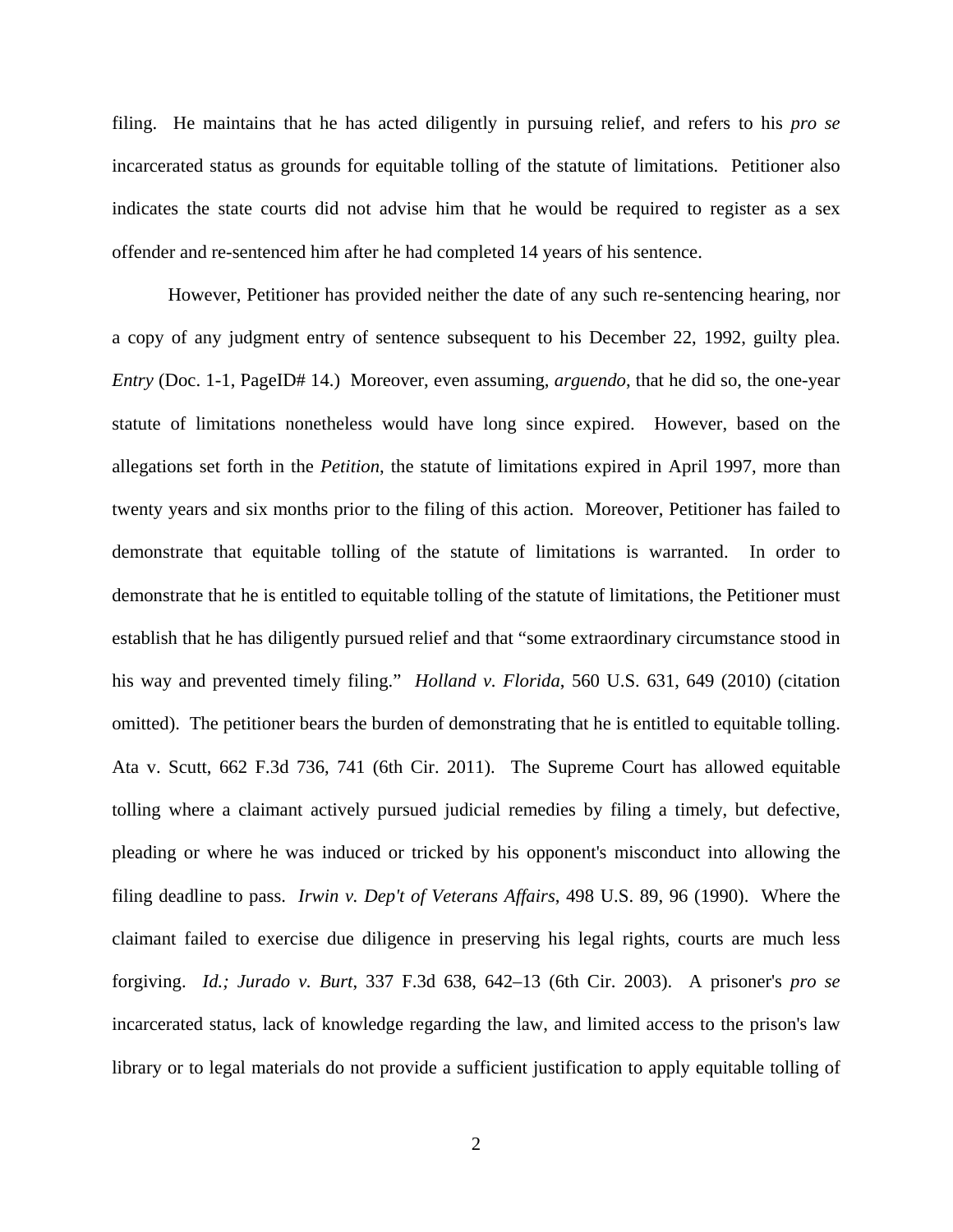filing. He maintains that he has acted diligently in pursuing relief, and refers to his *pro se* incarcerated status as grounds for equitable tolling of the statute of limitations. Petitioner also indicates the state courts did not advise him that he would be required to register as a sex offender and re-sentenced him after he had completed 14 years of his sentence.

However, Petitioner has provided neither the date of any such re-sentencing hearing, nor a copy of any judgment entry of sentence subsequent to his December 22, 1992, guilty plea. *Entry* (Doc. 1-1, PageID# 14.) Moreover, even assuming, *arguendo*, that he did so, the one-year statute of limitations nonetheless would have long since expired. However, based on the allegations set forth in the *Petition*, the statute of limitations expired in April 1997, more than twenty years and six months prior to the filing of this action. Moreover, Petitioner has failed to demonstrate that equitable tolling of the statute of limitations is warranted. In order to demonstrate that he is entitled to equitable tolling of the statute of limitations, the Petitioner must establish that he has diligently pursued relief and that "some extraordinary circumstance stood in his way and prevented timely filing." *Holland v. Florida*, 560 U.S. 631, 649 (2010) (citation omitted). The petitioner bears the burden of demonstrating that he is entitled to equitable tolling. Ata v. Scutt, 662 F.3d 736, 741 (6th Cir. 2011). The Supreme Court has allowed equitable tolling where a claimant actively pursued judicial remedies by filing a timely, but defective, pleading or where he was induced or tricked by his opponent's misconduct into allowing the filing deadline to pass. *Irwin v. Dep't of Veterans Affairs*, 498 U.S. 89, 96 (1990). Where the claimant failed to exercise due diligence in preserving his legal rights, courts are much less forgiving. *Id.; Jurado v. Burt*, 337 F.3d 638, 642–13 (6th Cir. 2003). A prisoner's *pro se* incarcerated status, lack of knowledge regarding the law, and limited access to the prison's law library or to legal materials do not provide a sufficient justification to apply equitable tolling of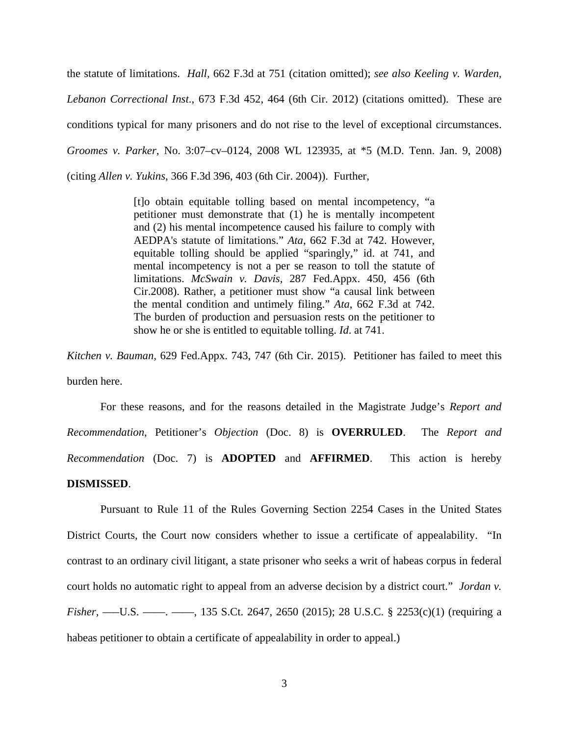the statute of limitations. *Hall*, 662 F.3d at 751 (citation omitted); *see also Keeling v. Warden, Lebanon Correctional Inst*., 673 F.3d 452, 464 (6th Cir. 2012) (citations omitted). These are conditions typical for many prisoners and do not rise to the level of exceptional circumstances. *Groomes v. Parker*, No. 3:07–cv–0124, 2008 WL 123935, at *5 (M.D. Tenn. Jan. 9, 2008) (citing *Allen v. Yukins*, 366 F.3d 396, 403 (6th Cir. 2004)). Further,

> [t]o obtain equitable tolling based on mental incompetency, "a petitioner must demonstrate that (1) he is mentally incompetent and (2) his mental incompetence caused his failure to comply with AEDPA's statute of limitations." *Ata*, 662 F.3d at 742. However, equitable tolling should be applied "sparingly," id. at 741, and mental incompetency is not a per se reason to toll the statute of limitations. *McSwain v. Davis*, 287 Fed.Appx. 450, 456 (6th Cir.2008). Rather, a petitioner must show "a causal link between the mental condition and untimely filing." *Ata*, 662 F.3d at 742. The burden of production and persuasion rests on the petitioner to show he or she is entitled to equitable tolling. *Id*. at 741.

*Kitchen v. Bauman*, 629 Fed.Appx. 743, 747 (6th Cir. 2015). Petitioner has failed to meet this burden here.

For these reasons, and for the reasons detailed in the Magistrate Judge's *Report and Recommendation*, Petitioner's *Objection* (Doc. 8) is **OVERRULED**. The *Report and Recommendation* (Doc. 7) is **ADOPTED** and **AFFIRMED**. This action is hereby **DISMISSED**.

Pursuant to Rule 11 of the Rules Governing Section 2254 Cases in the United States District Courts, the Court now considers whether to issue a certificate of appealability. "In contrast to an ordinary civil litigant, a state prisoner who seeks a writ of habeas corpus in federal court holds no automatic right to appeal from an adverse decision by a district court." *Jordan v. Fisher*, ––U.S. ––. ––, 135 S.Ct. 2647, 2650 (2015); 28 U.S.C. § 2253(c)(1) (requiring a habeas petitioner to obtain a certificate of appealability in order to appeal.)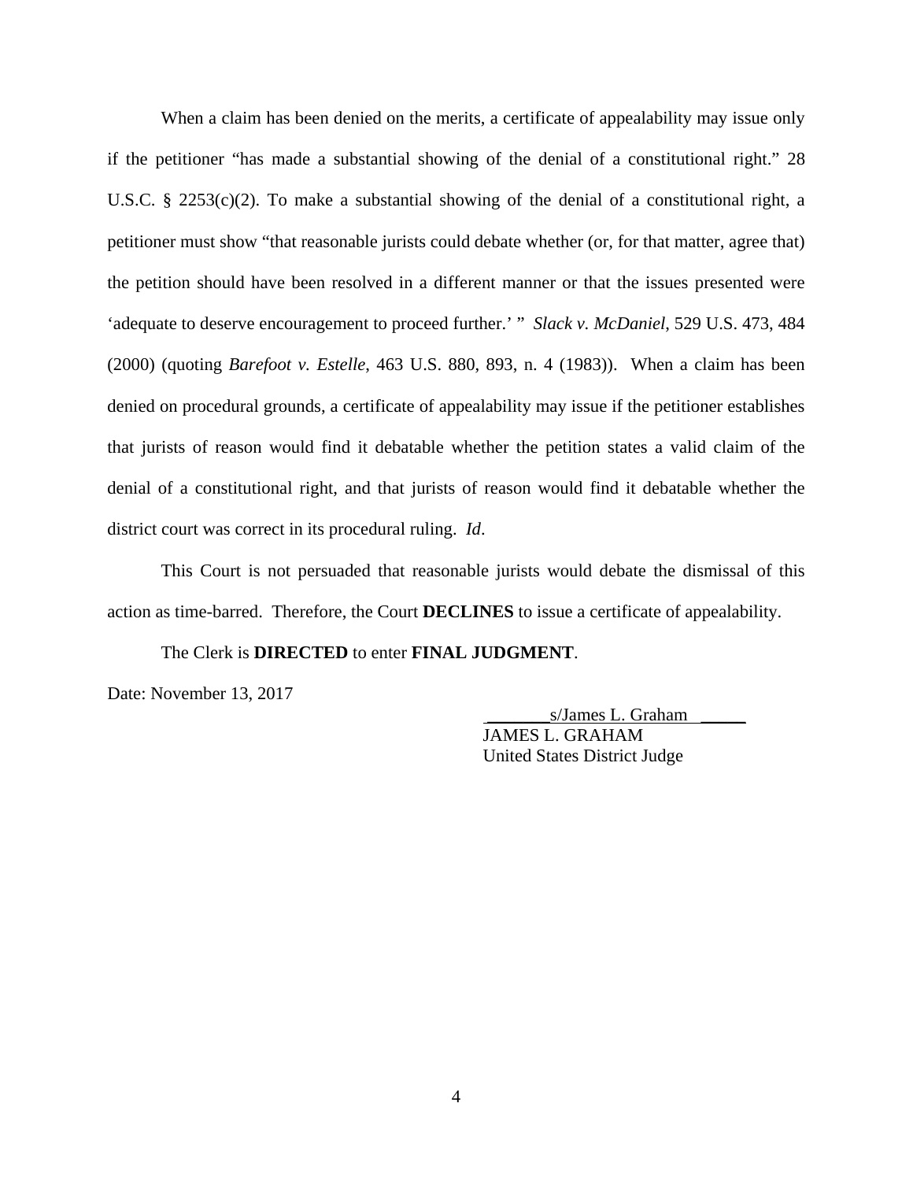When a claim has been denied on the merits, a certificate of appealability may issue only if the petitioner "has made a substantial showing of the denial of a constitutional right." 28 U.S.C. § 2253(c)(2). To make a substantial showing of the denial of a constitutional right, a petitioner must show "that reasonable jurists could debate whether (or, for that matter, agree that) the petition should have been resolved in a different manner or that the issues presented were 'adequate to deserve encouragement to proceed further.' " *Slack v. McDaniel*, 529 U.S. 473, 484 (2000) (quoting *Barefoot v. Estelle*, 463 U.S. 880, 893, n. 4 (1983)). When a claim has been denied on procedural grounds, a certificate of appealability may issue if the petitioner establishes that jurists of reason would find it debatable whether the petition states a valid claim of the denial of a constitutional right, and that jurists of reason would find it debatable whether the district court was correct in its procedural ruling. *Id*.

This Court is not persuaded that reasonable jurists would debate the dismissal of this action as time-barred. Therefore, the Court **DECLINES** to issue a certificate of appealability.

The Clerk is **DIRECTED** to enter **FINAL JUDGMENT**.

Date: November 13, 2017

s/James L. Graham
JAMES L. GRAHAM
United States District Judge